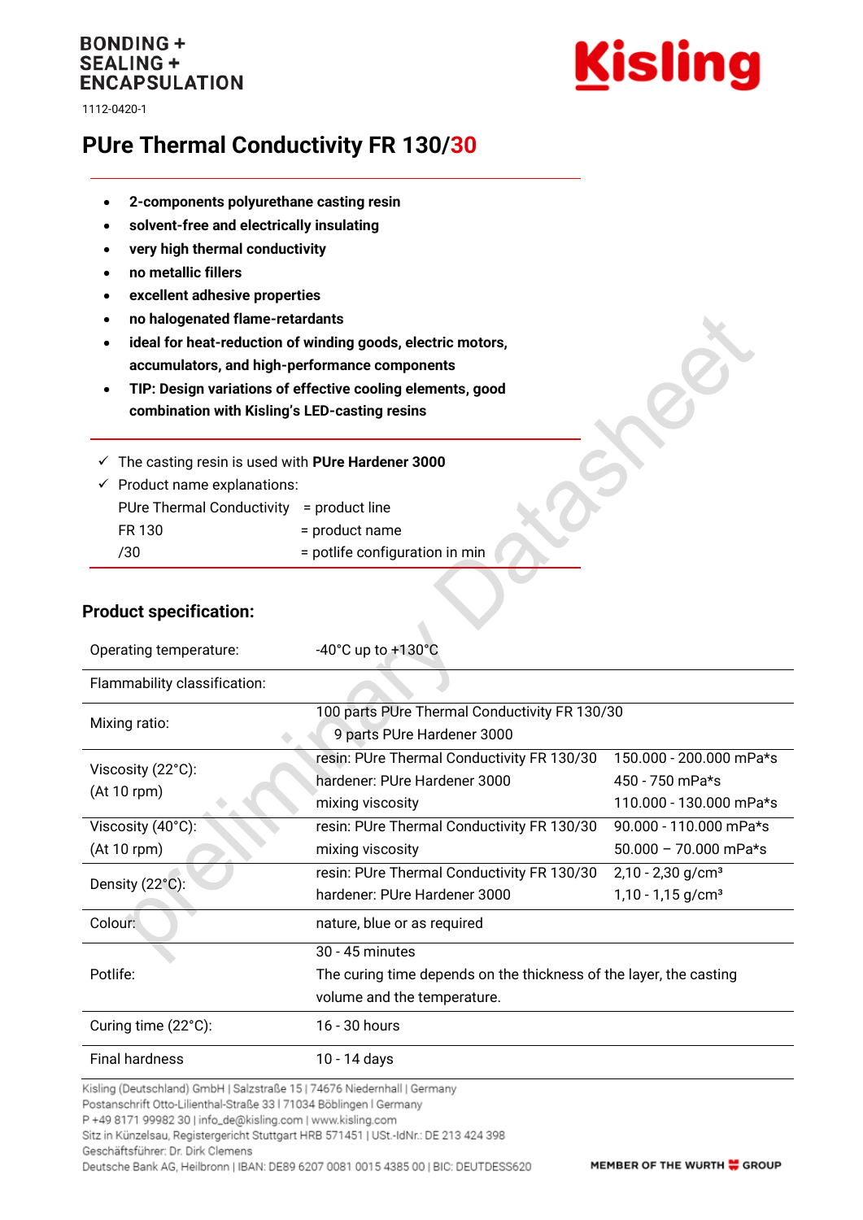BONDING +
SEALING +
ENCAPSULATION

Kisling

1112-0420-1

# PUre Thermal Conductivity FR 130/30

- **2-components polyurethane casting resin**
- **solvent-free and electrically insulating**
- **very high thermal conductivity**
- **no metallic fillers**
- **excellent adhesive properties**
- **no halogenated flame-retardants**
- **ideal for heat-reduction of winding goods, electric motors, accumulators, and high-performance components**
- **TIP: Design variations of effective cooling elements, good combination with Kisling's LED-casting resins**

✓ The casting resin is used with **PUre Hardener 3000**

✓ Product name explanations:

| | |
|---|---|
| PUre Thermal Conductivity | = product line |
| FR 130 | = product name |
| /30 | = potlife configuration in min |

## Product specification:

| | | |
|---|---|---|
| Operating temperature: | -40°C up to +130°C | |
| Flammability classification: | | |
| Mixing ratio: | 100 parts PUre Thermal Conductivity FR 130/30<br>9 parts PUre Hardener 3000 | |
| Viscosity (22°C):<br>(At 10 rpm) | resin: PUre Thermal Conductivity FR 130/30 | 150.000 - 200.000 mPa*s |
| | hardener: PUre Hardener 3000 | 450 - 750 mPa*s |
| | mixing viscosity | 110.000 - 130.000 mPa*s |
| Viscosity (40°C):<br>(At 10 rpm) | resin: PUre Thermal Conductivity FR 130/30 | 90.000 - 110.000 mPa*s |
| | mixing viscosity | 50.000 – 70.000 mPa*s |
| Density (22°C): | resin: PUre Thermal Conductivity FR 130/30 | 2,10 - 2,30 g/cm³ |
| | hardener: PUre Hardener 3000 | 1,10 - 1,15 g/cm³ |
| Colour: | nature, blue or as required | |
| Potlife: | 30 - 45 minutes<br>The curing time depends on the thickness of the layer, the casting volume and the temperature. | |
| Curing time (22°C): | 16 - 30 hours | |
| Final hardness | 10 - 14 days | |

Kisling (Deutschland) GmbH | Salzstraße 15 | 74676 Niedernhall | Germany
Postanschrift Otto-Lilienthal-Straße 33 | 71034 Böblingen | Germany
P +49 8171 99982 30 | info_de@kisling.com | www.kisling.com
Sitz in Künzelsau, Registergericht Stuttgart HRB 571451 | USt.-IdNr.: DE 213 424 398
Geschäftsführer: Dr. Dirk Clemens
Deutsche Bank AG, Heilbronn | IBAN: DE89 6207 0081 0015 4385 00 | BIC: DEUTDESS620

MEMBER OF THE WURTH GROUP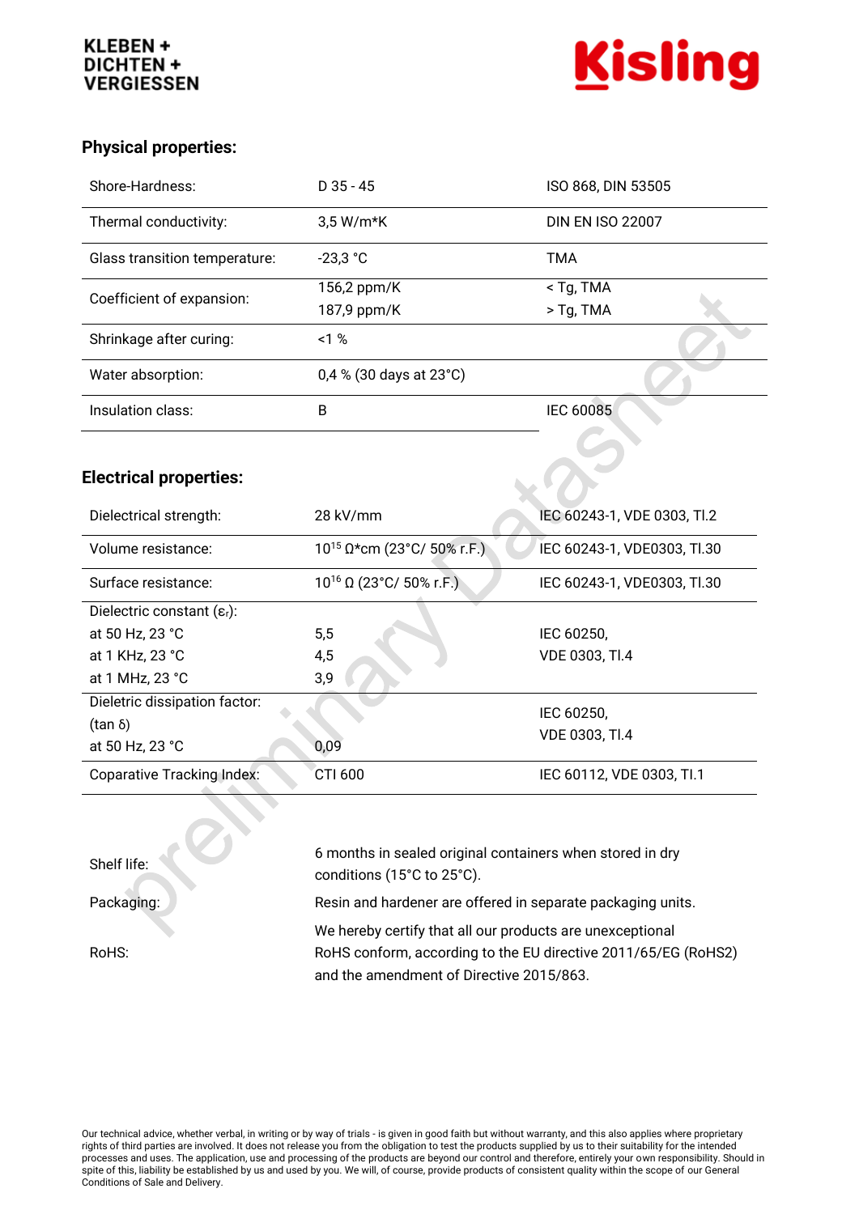## Physical properties:

| | | |
|---|---|---|
| Shore-Hardness: | D 35 - 45 | ISO 868, DIN 53505 |
| Thermal conductivity: | 3,5 W/m*K | DIN EN ISO 22007 |
| Glass transition temperature: | -23,3 °C | TMA |
| Coefficient of expansion: | 156,2 ppm/K<br>187,9 ppm/K | < Tg, TMA<br>> Tg, TMA |
| Shrinkage after curing: | <1 % | |
| Water absorption: | 0,4 % (30 days at 23°C) | |
| Insulation class: | B | IEC 60085 |

## Electrical properties:

| | | |
|---|---|---|
| Dielectrical strength: | 28 kV/mm | IEC 60243-1, VDE 0303, Tl.2 |
| Volume resistance: | $10^{15}$ Ω*cm (23°C/ 50% r.F.) | IEC 60243-1, VDE0303, Tl.30 |
| Surface resistance: | $10^{16}$ Ω (23°C/ 50% r.F.) | IEC 60243-1, VDE0303, Tl.30 |
| Dielectric constant ($\varepsilon_r$):<br>at 50 Hz, 23 °C<br>at 1 KHz, 23 °C<br>at 1 MHz, 23 °C | <br>5,5<br>4,5<br>3,9 | IEC 60250,<br>VDE 0303, Tl.4 |
| Dieletric dissipation factor:<br>(tan δ)<br>at 50 Hz, 23 °C | <br><br>0,09 | IEC 60250,<br>VDE 0303, Tl.4 |
| Coparative Tracking Index: | CTI 600 | IEC 60112, VDE 0303, Tl.1 |

| | |
|---|---|
| Shelf life: | 6 months in sealed original containers when stored in dry conditions (15°C to 25°C). |
| Packaging: | Resin and hardener are offered in separate packaging units. |
| RoHS: | We hereby certify that all our products are unexceptional RoHS conform, according to the EU directive 2011/65/EG (RoHS2) and the amendment of Directive 2015/863. |

Our technical advice, whether verbal, in writing or by way of trials - is given in good faith but without warranty, and this also applies where proprietary rights of third parties are involved. It does not release you from the obligation to test the products supplied by us to their suitability for the intended processes and uses. The application, use and processing of the products are beyond our control and therefore, entirely your own responsibility. Should in spite of this, liability be established by us and used by you. We will, of course, provide products of consistent quality within the scope of our General Conditions of Sale and Delivery.